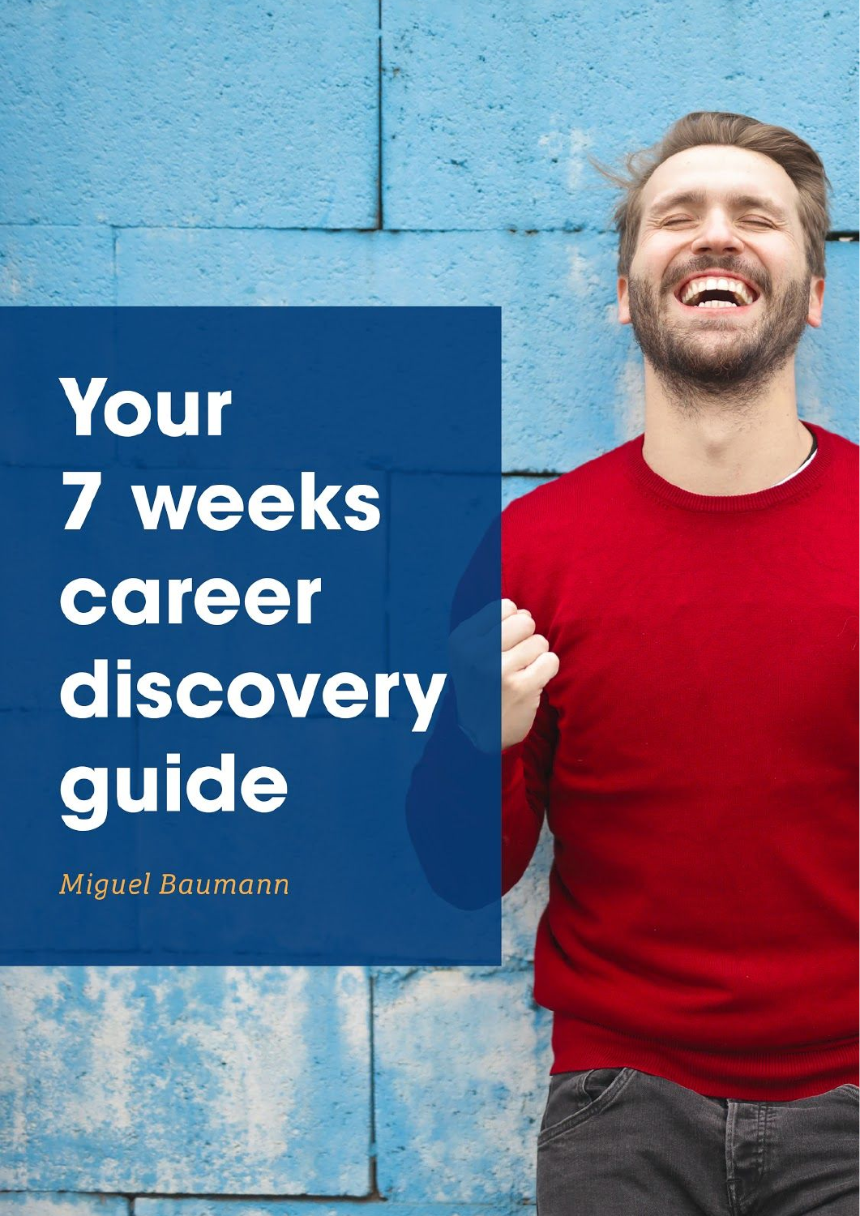# Your 7 weeks career discovery guide

*Miguel Baumann*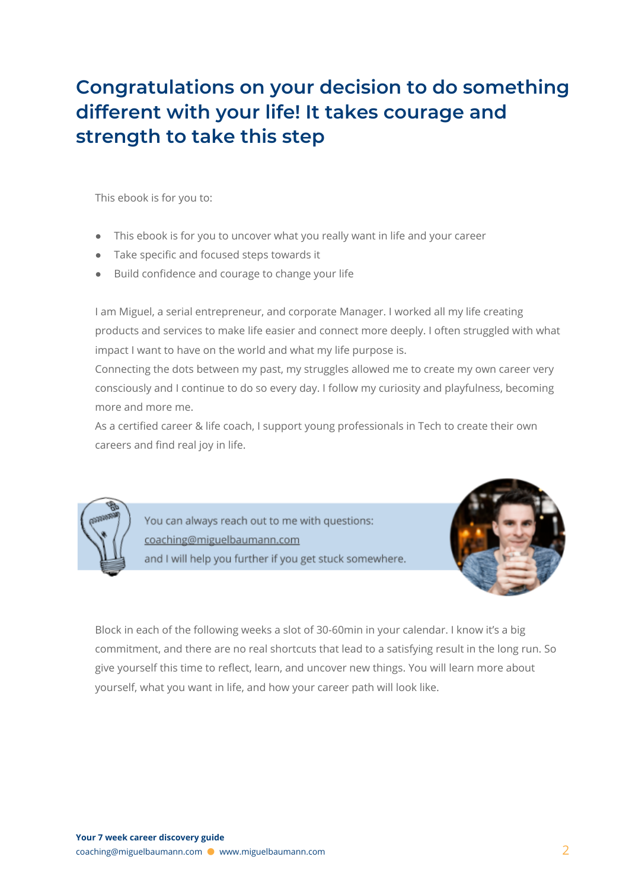# Congratulations on your decision to do something different with your life! It takes courage and strength to take this step

This ebook is for you to:

- This ebook is for you to uncover what you really want in life and your career
- Take specific and focused steps towards it
- Build confidence and courage to change your life

I am Miguel, a serial entrepreneur, and corporate Manager. I worked all my life creating products and services to make life easier and connect more deeply. I often struggled with what impact I want to have on the world and what my life purpose is.
Connecting the dots between my past, my struggles allowed me to create my own career very consciously and I continue to do so every day. I follow my curiosity and playfulness, becoming more and more me.
As a certified career & life coach, I support young professionals in Tech to create their own careers and find real joy in life.

You can always reach out to me with questions:
coaching@miguelbaumann.com
and I will help you further if you get stuck somewhere.

Block in each of the following weeks a slot of 30-60min in your calendar. I know it's a big commitment, and there are no real shortcuts that lead to a satisfying result in the long run. So give yourself this time to reflect, learn, and uncover new things. You will learn more about yourself, what you want in life, and how your career path will look like.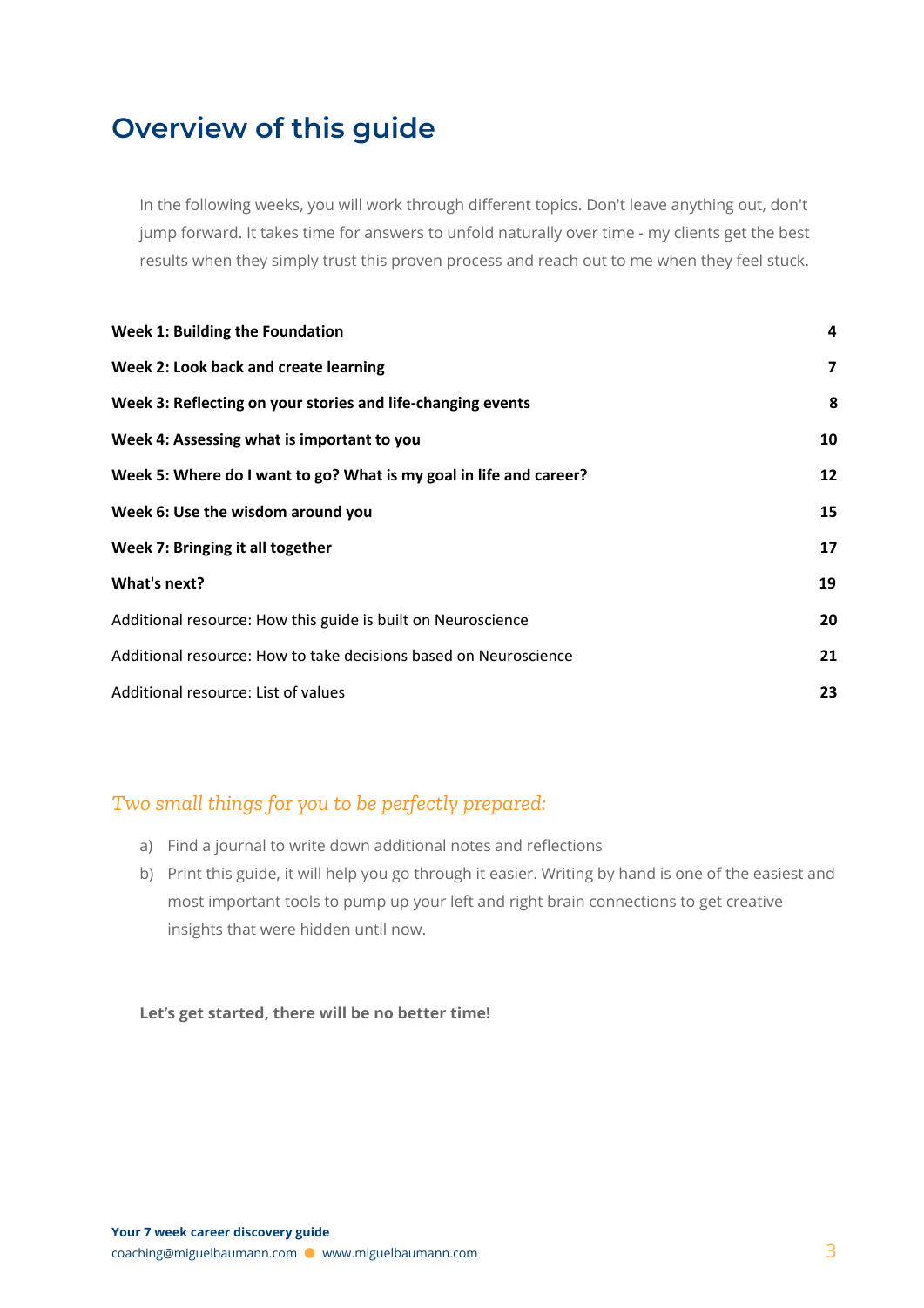# Overview of this guide

In the following weeks, you will work through different topics. Don't leave anything out, don't jump forward. It takes time for answers to unfold naturally over time - my clients get the best results when they simply trust this proven process and reach out to me when they feel stuck.

| | |
|---|---|
| **Week 1: Building the Foundation** | **4** |
| **Week 2: Look back and create learning** | **7** |
| **Week 3: Reflecting on your stories and life-changing events** | **8** |
| **Week 4: Assessing what is important to you** | **10** |
| **Week 5: Where do I want to go? What is my goal in life and career?** | **12** |
| **Week 6: Use the wisdom around you** | **15** |
| **Week 7: Bringing it all together** | **17** |
| **What's next?** | **19** |
| Additional resource: How this guide is built on Neuroscience | **20** |
| Additional resource: How to take decisions based on Neuroscience | **21** |
| Additional resource: List of values | **23** |

*Two small things for you to be perfectly prepared:*

a) Find a journal to write down additional notes and reflections
b) Print this guide, it will help you go through it easier. Writing by hand is one of the easiest and most important tools to pump up your left and right brain connections to get creative insights that were hidden until now.

**Let's get started, there will be no better time!**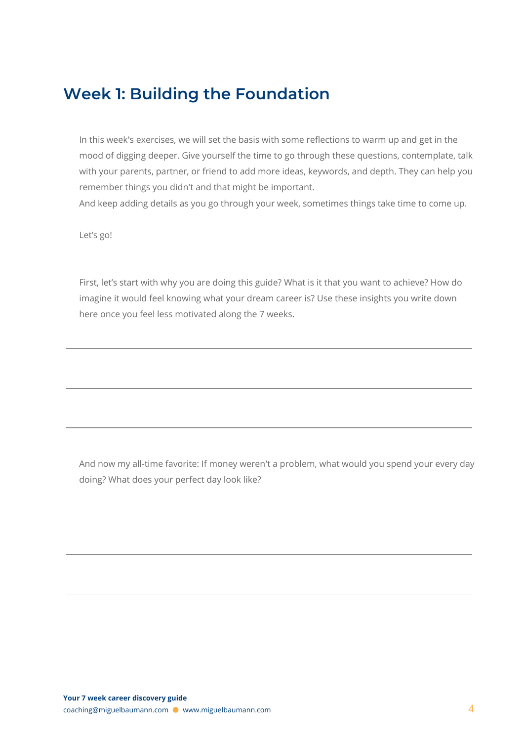## Week 1: Building the Foundation

In this week's exercises, we will set the basis with some reflections to warm up and get in the mood of digging deeper. Give yourself the time to go through these questions, contemplate, talk with your parents, partner, or friend to add more ideas, keywords, and depth. They can help you remember things you didn't and that might be important.
And keep adding details as you go through your week, sometimes things take time to come up.

Let's go!

First, let's start with why you are doing this guide? What is it that you want to achieve? How do imagine it would feel knowing what your dream career is? Use these insights you write down here once you feel less motivated along the 7 weeks.

---

---

---

And now my all-time favorite: If money weren't a problem, what would you spend your every day doing? What does your perfect day look like?

---

---

---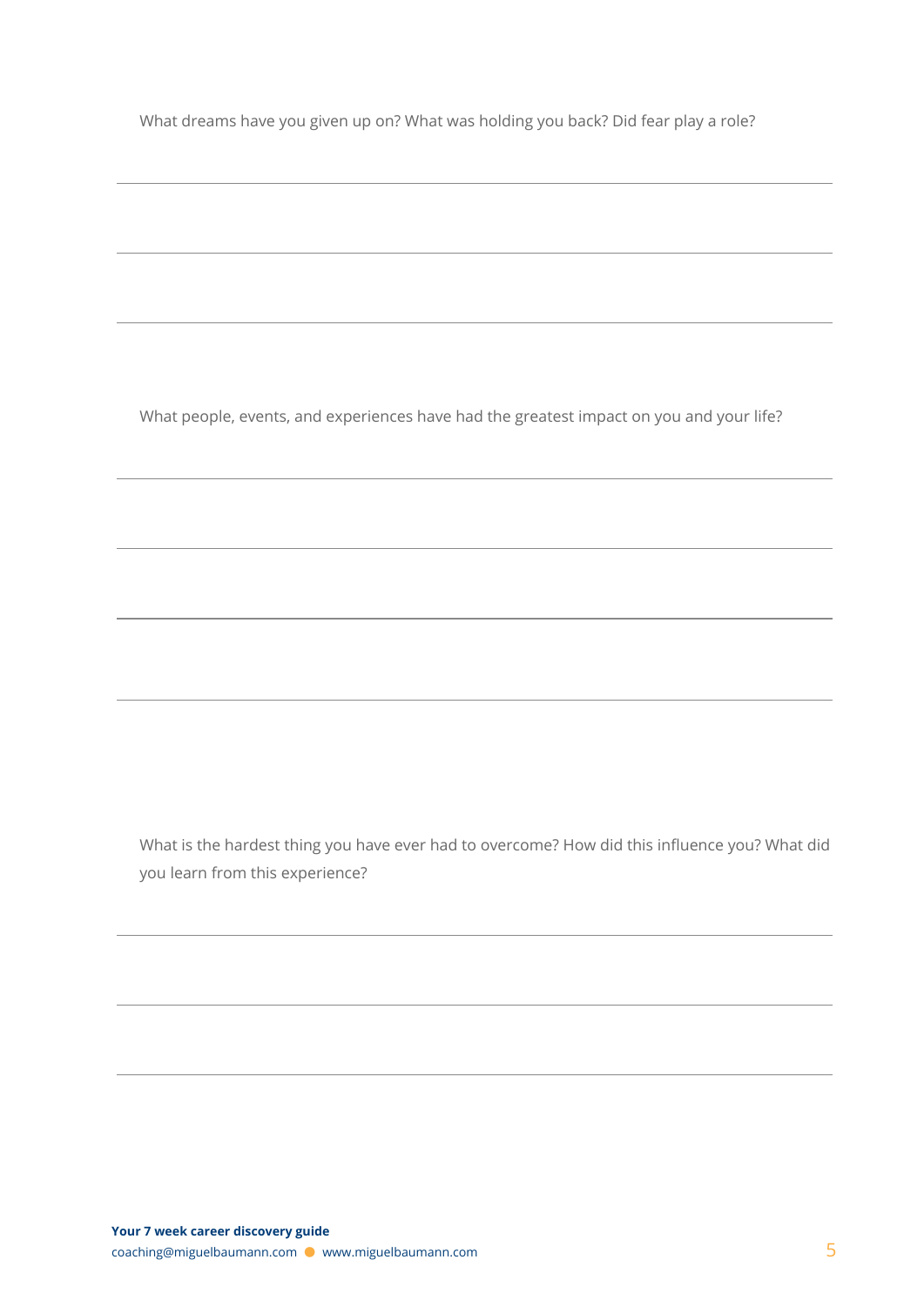What dreams have you given up on? What was holding you back? Did fear play a role?

What people, events, and experiences have had the greatest impact on you and your life?

What is the hardest thing you have ever had to overcome? How did this influence you? What did you learn from this experience?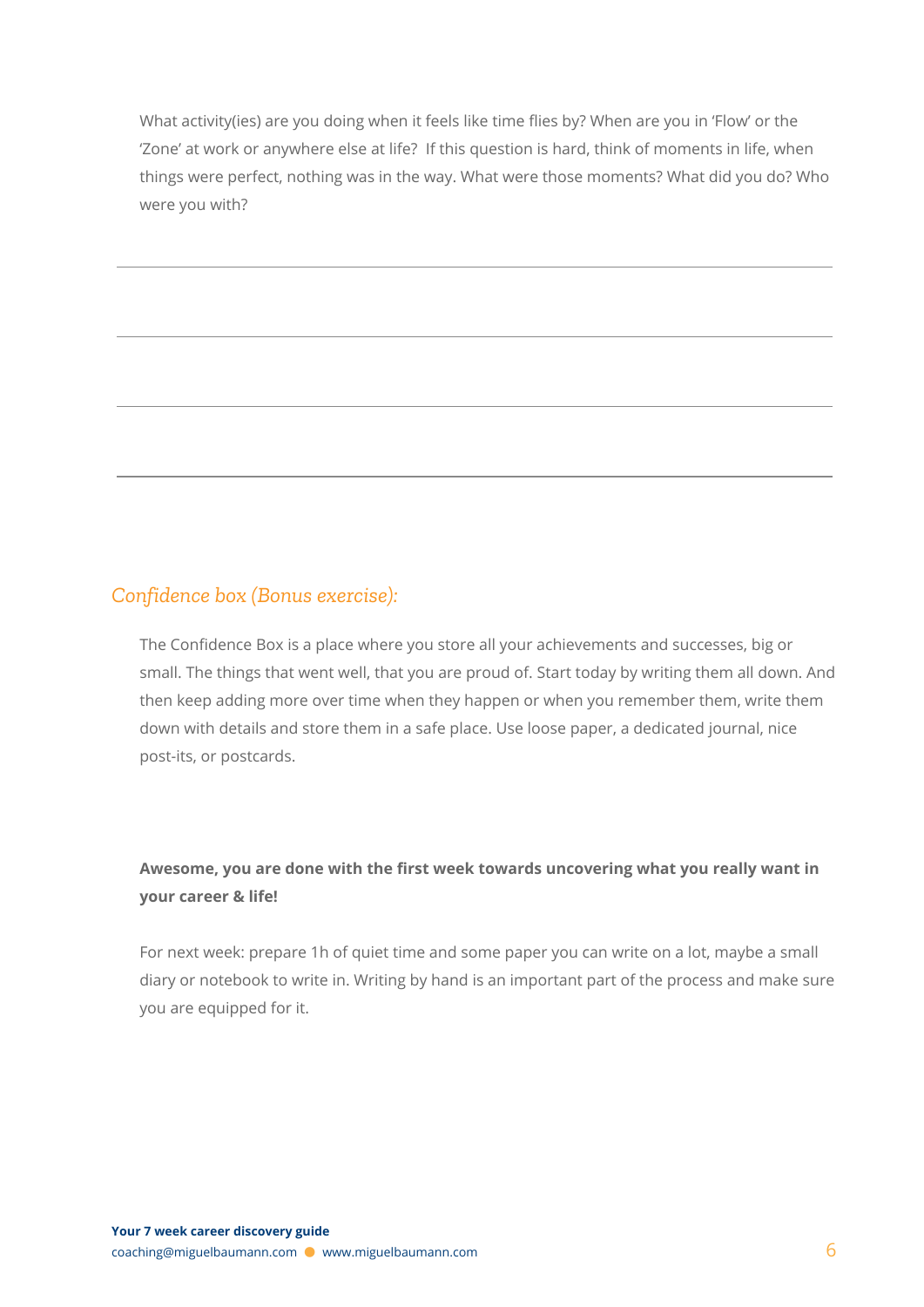What activity(ies) are you doing when it feels like time flies by? When are you in 'Flow' or the 'Zone' at work or anywhere else at life? If this question is hard, think of moments in life, when things were perfect, nothing was in the way. What were those moments? What did you do? Who were you with?

### *Confidence box (Bonus exercise):*

The Confidence Box is a place where you store all your achievements and successes, big or small. The things that went well, that you are proud of. Start today by writing them all down. And then keep adding more over time when they happen or when you remember them, write them down with details and store them in a safe place. Use loose paper, a dedicated journal, nice post-its, or postcards.

**Awesome, you are done with the first week towards uncovering what you really want in your career & life!**

For next week: prepare 1h of quiet time and some paper you can write on a lot, maybe a small diary or notebook to write in. Writing by hand is an important part of the process and make sure you are equipped for it.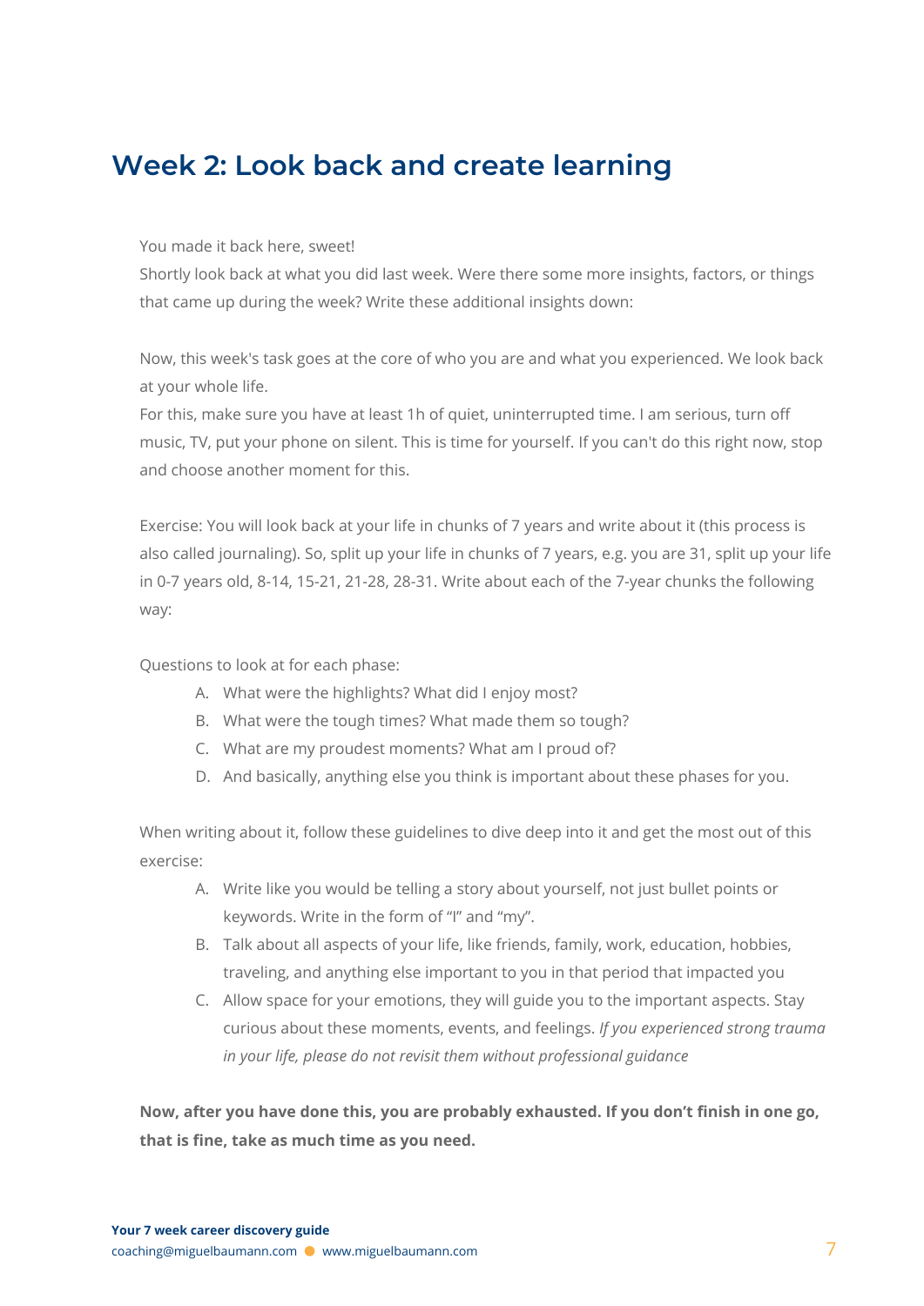# Week 2: Look back and create learning

You made it back here, sweet!
Shortly look back at what you did last week. Were there some more insights, factors, or things that came up during the week? Write these additional insights down:

Now, this week's task goes at the core of who you are and what you experienced. We look back at your whole life.
For this, make sure you have at least 1h of quiet, uninterrupted time. I am serious, turn off music, TV, put your phone on silent. This is time for yourself. If you can't do this right now, stop and choose another moment for this.

Exercise: You will look back at your life in chunks of 7 years and write about it (this process is also called journaling). So, split up your life in chunks of 7 years, e.g. you are 31, split up your life in 0-7 years old, 8-14, 15-21, 21-28, 28-31. Write about each of the 7-year chunks the following way:

Questions to look at for each phase:

A. What were the highlights? What did I enjoy most?
B. What were the tough times? What made them so tough?
C. What are my proudest moments? What am I proud of?
D. And basically, anything else you think is important about these phases for you.

When writing about it, follow these guidelines to dive deep into it and get the most out of this exercise:

A. Write like you would be telling a story about yourself, not just bullet points or keywords. Write in the form of "I" and "my".
B. Talk about all aspects of your life, like friends, family, work, education, hobbies, traveling, and anything else important to you in that period that impacted you
C. Allow space for your emotions, they will guide you to the important aspects. Stay curious about these moments, events, and feelings. *If you experienced strong trauma in your life, please do not revisit them without professional guidance*

**Now, after you have done this, you are probably exhausted. If you don't finish in one go, that is fine, take as much time as you need.**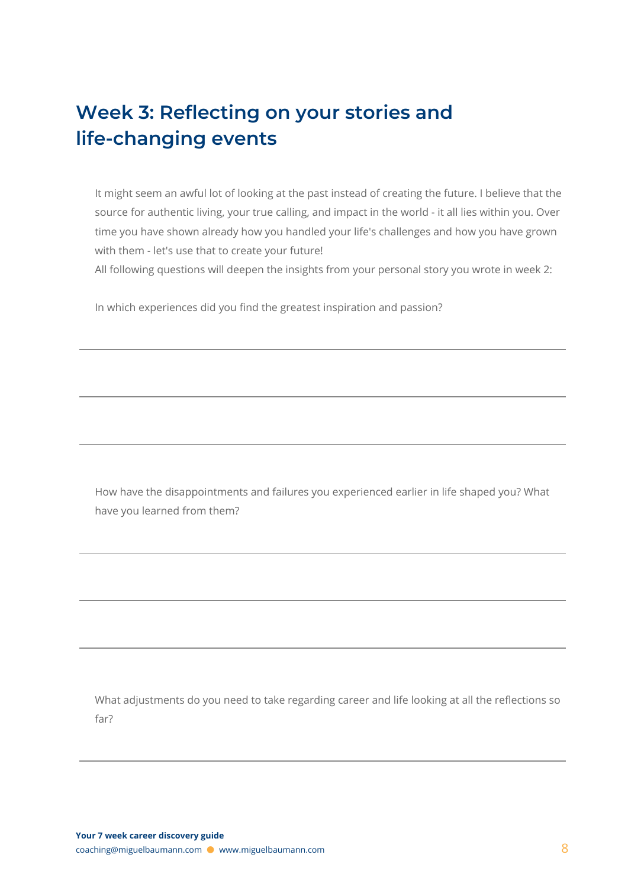## Week 3: Reflecting on your stories and life-changing events

It might seem an awful lot of looking at the past instead of creating the future. I believe that the source for authentic living, your true calling, and impact in the world - it all lies within you. Over time you have shown already how you handled your life's challenges and how you have grown with them - let's use that to create your future!

All following questions will deepen the insights from your personal story you wrote in week 2:

In which experiences did you find the greatest inspiration and passion?

---

---

---

How have the disappointments and failures you experienced earlier in life shaped you? What have you learned from them?

---

---

---

What adjustments do you need to take regarding career and life looking at all the reflections so far?

---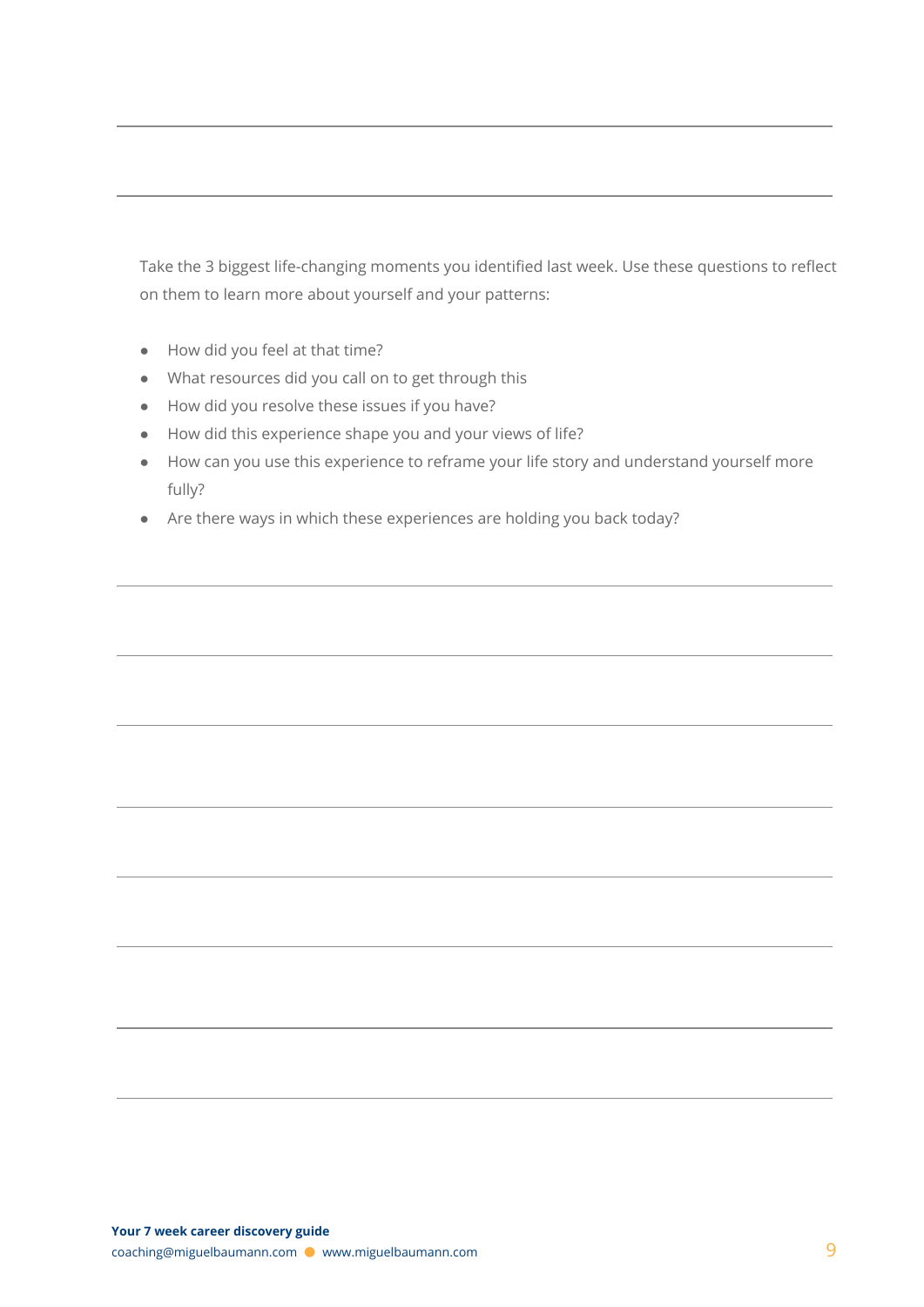Take the 3 biggest life-changing moments you identified last week. Use these questions to reflect on them to learn more about yourself and your patterns:

- How did you feel at that time?
- What resources did you call on to get through this
- How did you resolve these issues if you have?
- How did this experience shape you and your views of life?
- How can you use this experience to reframe your life story and understand yourself more fully?
- Are there ways in which these experiences are holding you back today?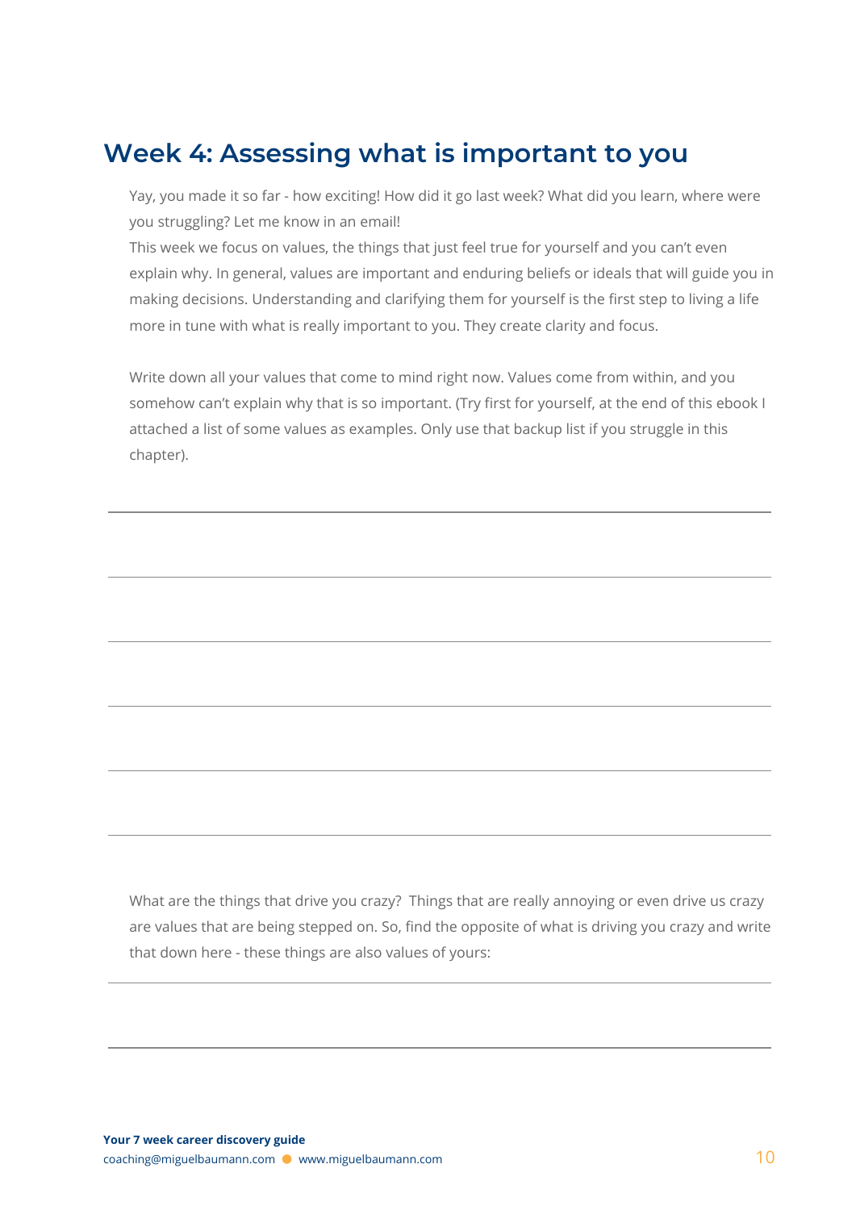## Week 4: Assessing what is important to you

Yay, you made it so far - how exciting! How did it go last week? What did you learn, where were you struggling? Let me know in an email!
This week we focus on values, the things that just feel true for yourself and you can't even explain why. In general, values are important and enduring beliefs or ideals that will guide you in making decisions. Understanding and clarifying them for yourself is the first step to living a life more in tune with what is really important to you. They create clarity and focus.

Write down all your values that come to mind right now. Values come from within, and you somehow can't explain why that is so important. (Try first for yourself, at the end of this ebook I attached a list of some values as examples. Only use that backup list if you struggle in this chapter).

What are the things that drive you crazy? Things that are really annoying or even drive us crazy are values that are being stepped on. So, find the opposite of what is driving you crazy and write that down here - these things are also values of yours: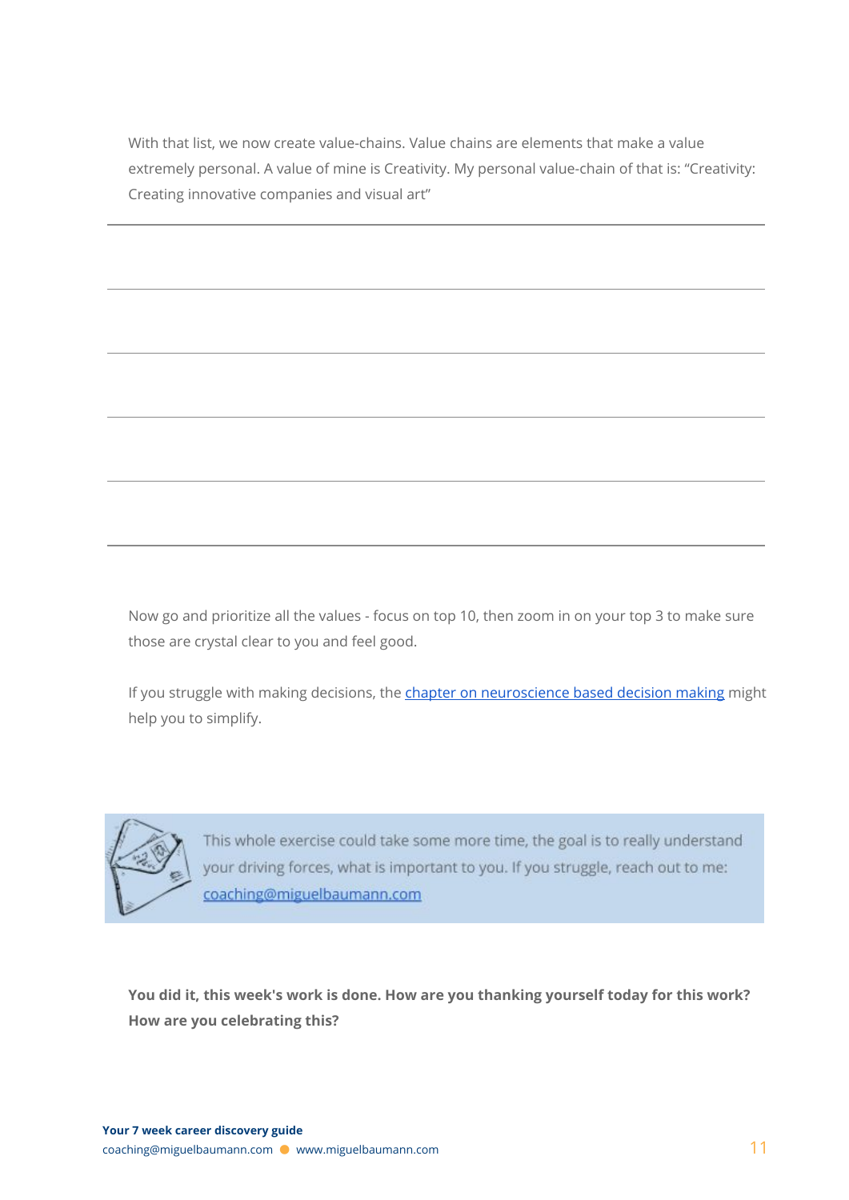With that list, we now create value-chains. Value chains are elements that make a value extremely personal. A value of mine is Creativity. My personal value-chain of that is: "Creativity: Creating innovative companies and visual art"

Now go and prioritize all the values - focus on top 10, then zoom in on your top 3 to make sure those are crystal clear to you and feel good.

If you struggle with making decisions, the [chapter on neuroscience based decision making] might help you to simplify.

This whole exercise could take some more time, the goal is to really understand your driving forces, what is important to you. If you struggle, reach out to me: coaching@miguelbaumann.com

**You did it, this week's work is done. How are you thanking yourself today for this work? How are you celebrating this?**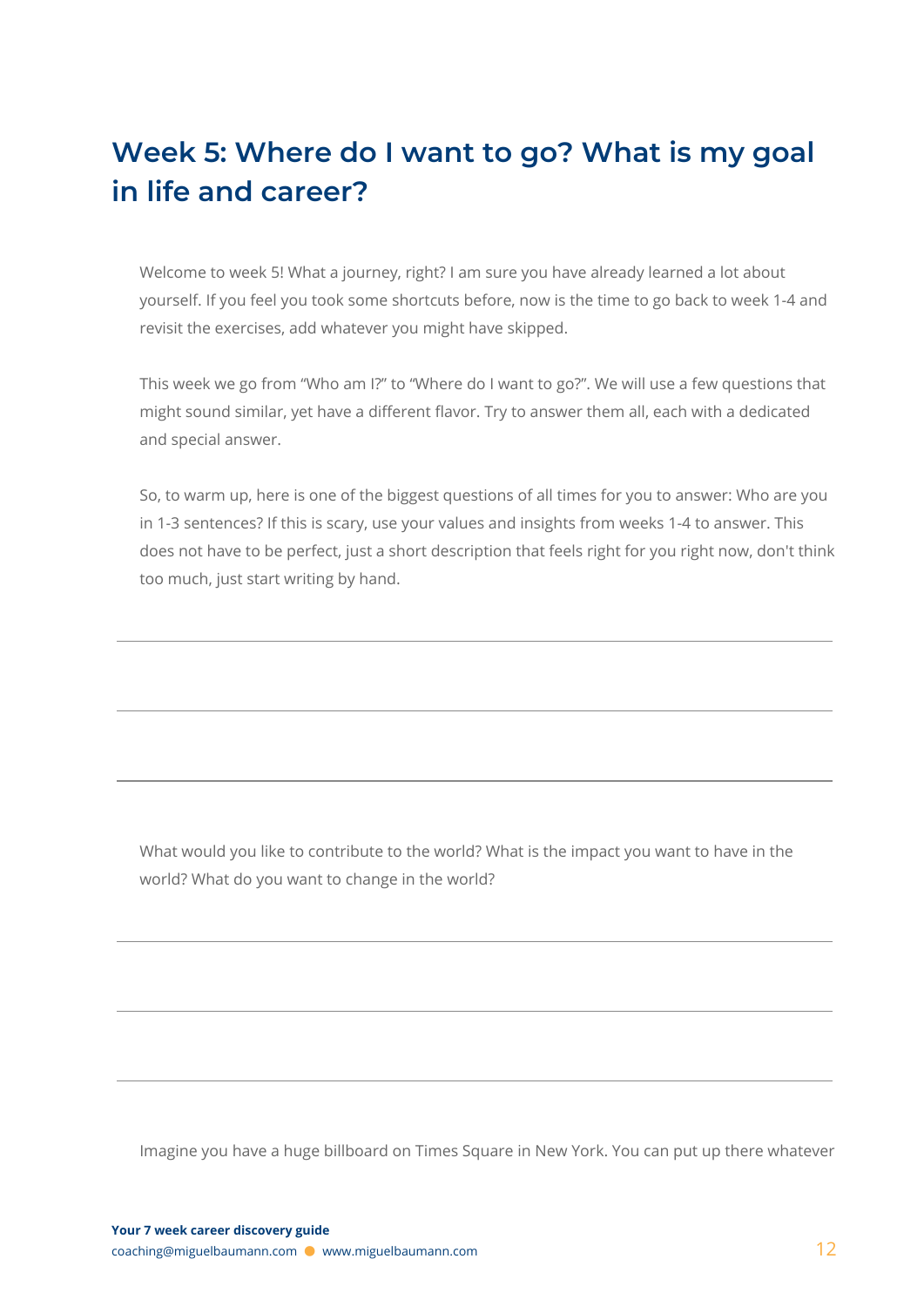# Week 5: Where do I want to go? What is my goal in life and career?

Welcome to week 5! What a journey, right? I am sure you have already learned a lot about yourself. If you feel you took some shortcuts before, now is the time to go back to week 1-4 and revisit the exercises, add whatever you might have skipped.

This week we go from “Who am I?” to “Where do I want to go?”. We will use a few questions that might sound similar, yet have a different flavor. Try to answer them all, each with a dedicated and special answer.

So, to warm up, here is one of the biggest questions of all times for you to answer: Who are you in 1-3 sentences? If this is scary, use your values and insights from weeks 1-4 to answer. This does not have to be perfect, just a short description that feels right for you right now, don't think too much, just start writing by hand.

---

---

---

What would you like to contribute to the world? What is the impact you want to have in the world? What do you want to change in the world?

---

---

---

Imagine you have a huge billboard on Times Square in New York. You can put up there whatever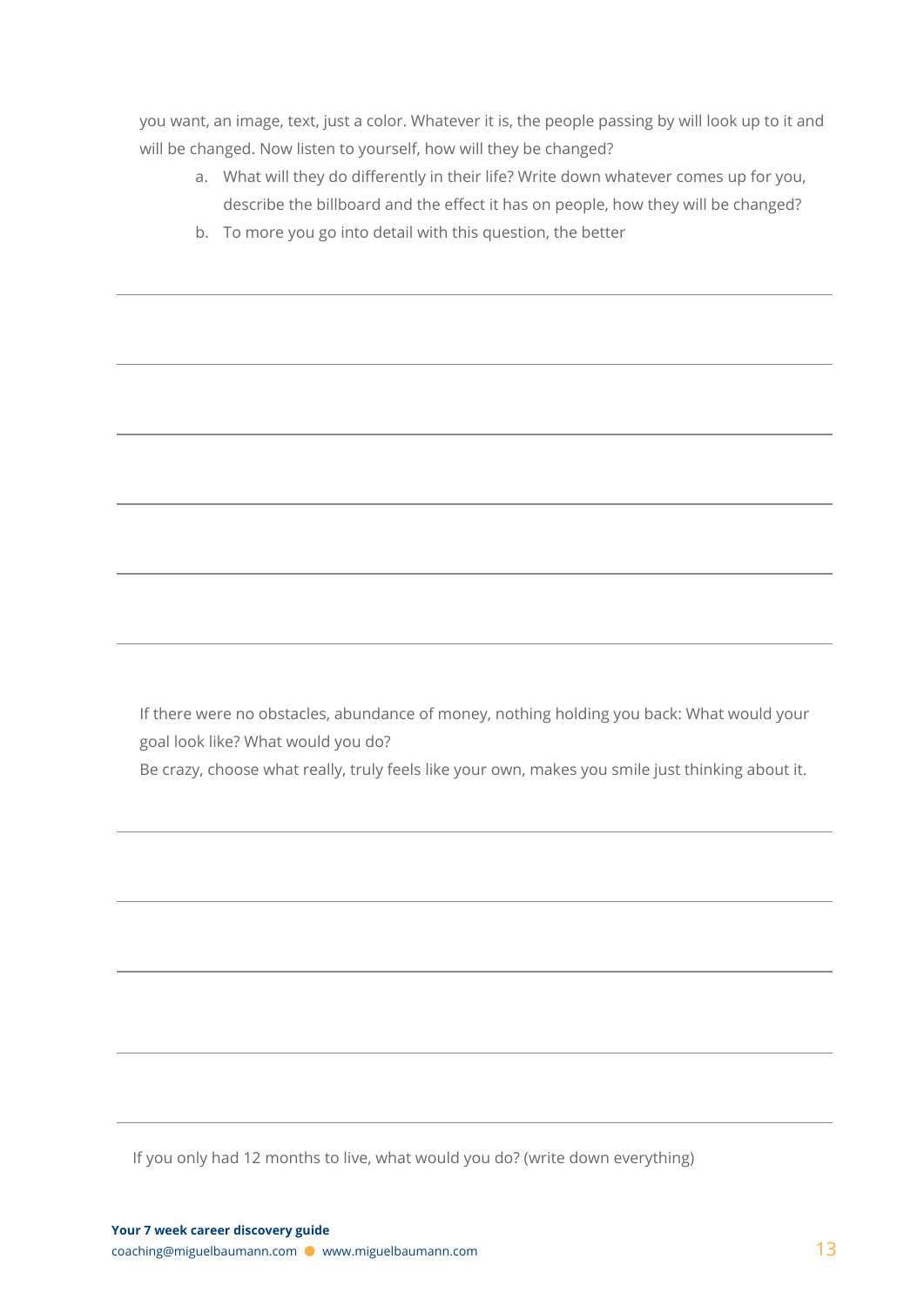you want, an image, text, just a color. Whatever it is, the people passing by will look up to it and will be changed. Now listen to yourself, how will they be changed?

a. What will they do differently in their life? Write down whatever comes up for you, describe the billboard and the effect it has on people, how they will be changed?
b. To more you go into detail with this question, the better

If there were no obstacles, abundance of money, nothing holding you back: What would your goal look like? What would you do?
Be crazy, choose what really, truly feels like your own, makes you smile just thinking about it.

If you only had 12 months to live, what would you do? (write down everything)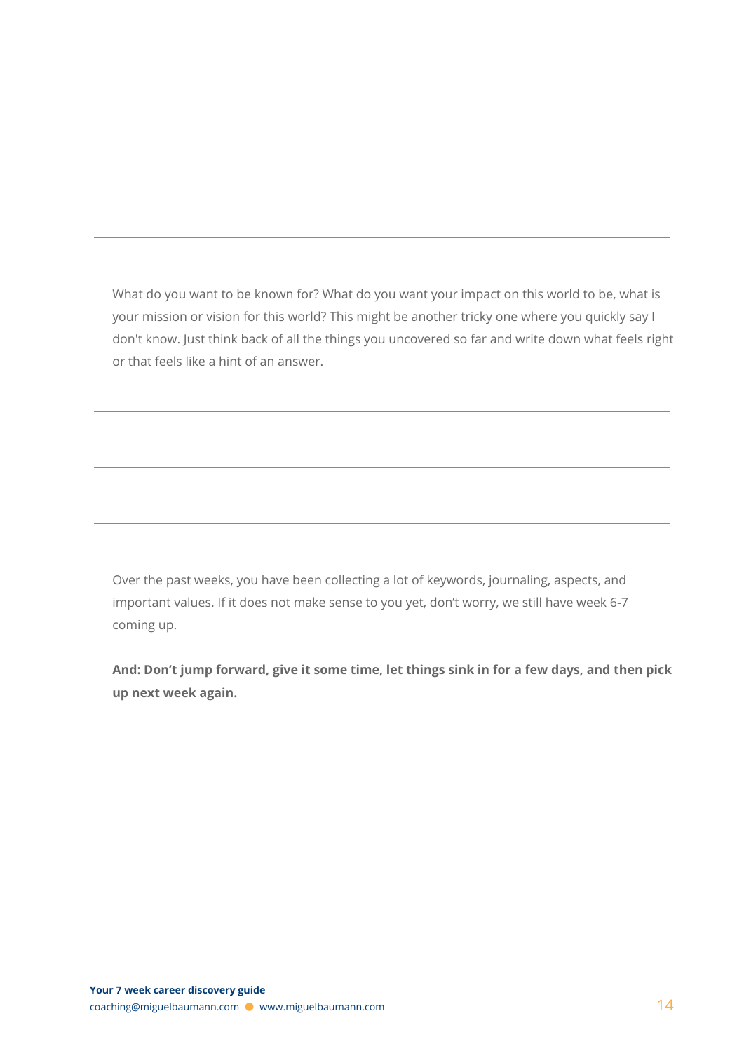What do you want to be known for? What do you want your impact on this world to be, what is your mission or vision for this world? This might be another tricky one where you quickly say I don't know. Just think back of all the things you uncovered so far and write down what feels right or that feels like a hint of an answer.

Over the past weeks, you have been collecting a lot of keywords, journaling, aspects, and important values. If it does not make sense to you yet, don't worry, we still have week 6-7 coming up.

**And: Don't jump forward, give it some time, let things sink in for a few days, and then pick up next week again.**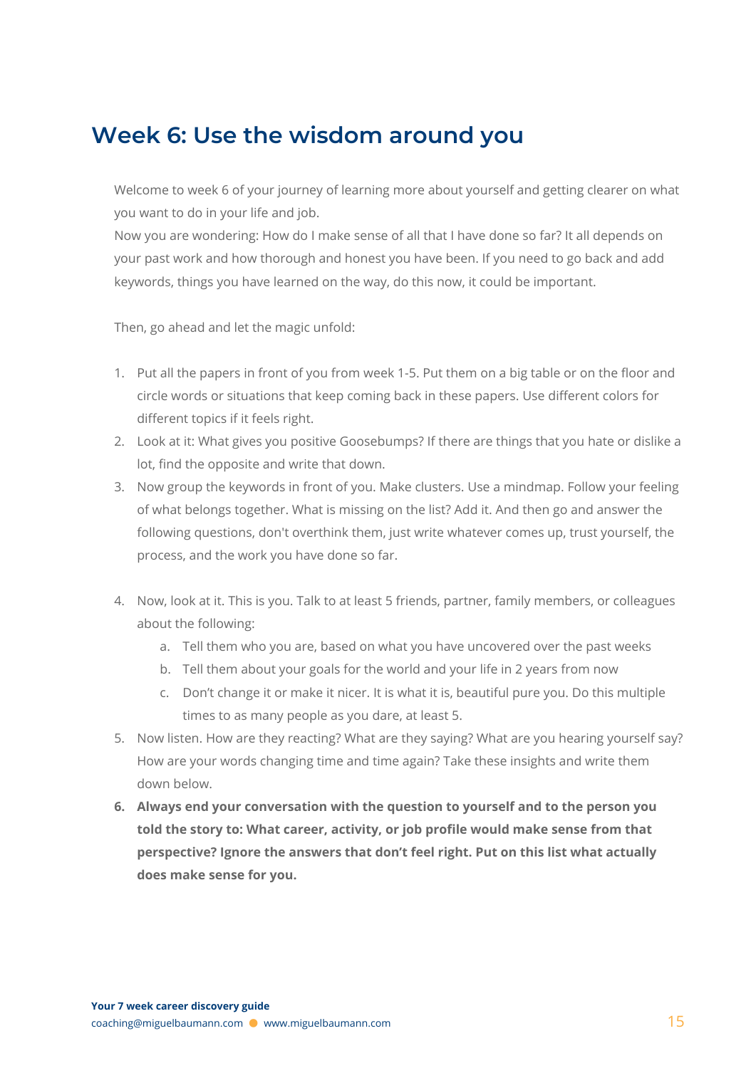# Week 6: Use the wisdom around you

Welcome to week 6 of your journey of learning more about yourself and getting clearer on what you want to do in your life and job.
Now you are wondering: How do I make sense of all that I have done so far? It all depends on your past work and how thorough and honest you have been. If you need to go back and add keywords, things you have learned on the way, do this now, it could be important.

Then, go ahead and let the magic unfold:

1. Put all the papers in front of you from week 1-5. Put them on a big table or on the floor and circle words or situations that keep coming back in these papers. Use different colors for different topics if it feels right.
2. Look at it: What gives you positive Goosebumps? If there are things that you hate or dislike a lot, find the opposite and write that down.
3. Now group the keywords in front of you. Make clusters. Use a mindmap. Follow your feeling of what belongs together. What is missing on the list? Add it. And then go and answer the following questions, don't overthink them, just write whatever comes up, trust yourself, the process, and the work you have done so far.

4. Now, look at it. This is you. Talk to at least 5 friends, partner, family members, or colleagues about the following:
    a. Tell them who you are, based on what you have uncovered over the past weeks
    b. Tell them about your goals for the world and your life in 2 years from now
    c. Don't change it or make it nicer. It is what it is, beautiful pure you. Do this multiple times to as many people as you dare, at least 5.
5. Now listen. How are they reacting? What are they saying? What are you hearing yourself say? How are your words changing time and time again? Take these insights and write them down below.
6. **Always end your conversation with the question to yourself and to the person you told the story to: What career, activity, or job profile would make sense from that perspective? Ignore the answers that don't feel right. Put on this list what actually does make sense for you.**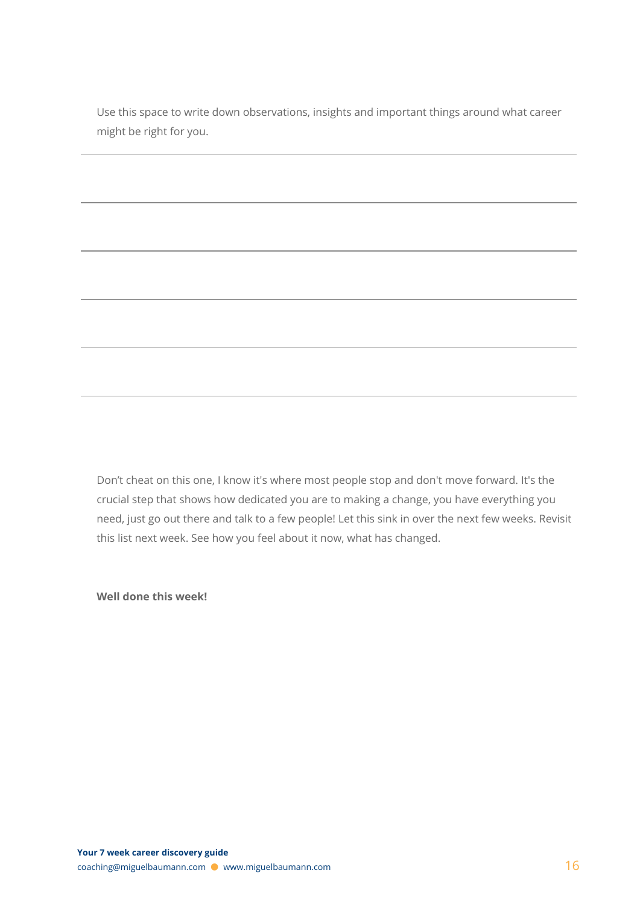Use this space to write down observations, insights and important things around what career might be right for you.

Don't cheat on this one, I know it's where most people stop and don't move forward. It's the crucial step that shows how dedicated you are to making a change, you have everything you need, just go out there and talk to a few people! Let this sink in over the next few weeks. Revisit this list next week. See how you feel about it now, what has changed.

**Well done this week!**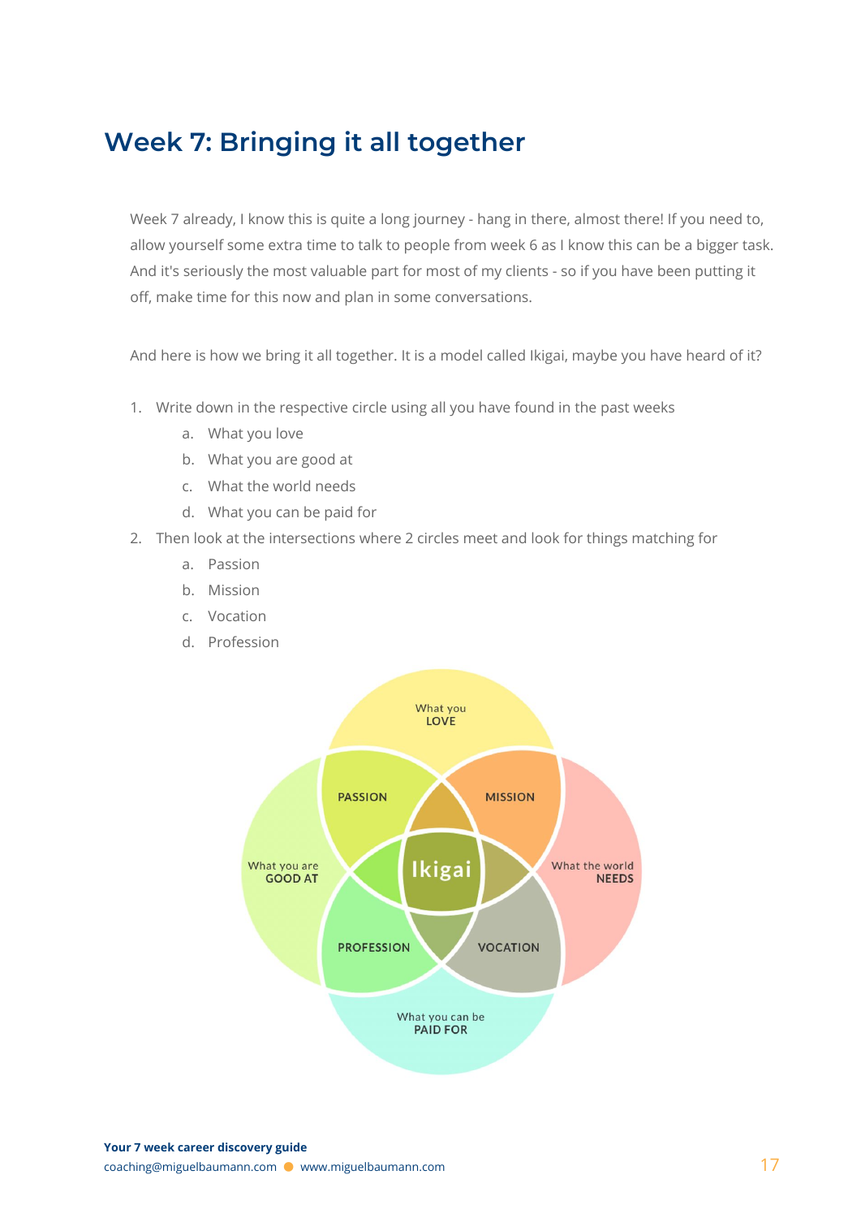# Week 7: Bringing it all together

Week 7 already, I know this is quite a long journey - hang in there, almost there! If you need to, allow yourself some extra time to talk to people from week 6 as I know this can be a bigger task. And it's seriously the most valuable part for most of my clients - so if you have been putting it off, make time for this now and plan in some conversations.

And here is how we bring it all together. It is a model called Ikigai, maybe you have heard of it?

1. Write down in the respective circle using all you have found in the past weeks
   a. What you love
   b. What you are good at
   c. What the world needs
   d. What you can be paid for
2. Then look at the intersections where 2 circles meet and look for things matching for
   a. Passion
   b. Mission
   c. Vocation
   d. Profession

What you LOVE

PASSION

MISSION

What you are GOOD AT

Ikigai

What the world NEEDS

PROFESSION

VOCATION

What you can be PAID FOR

**Your 7 week career discovery guide**
coaching@miguelbaumann.com • www.miguelbaumann.com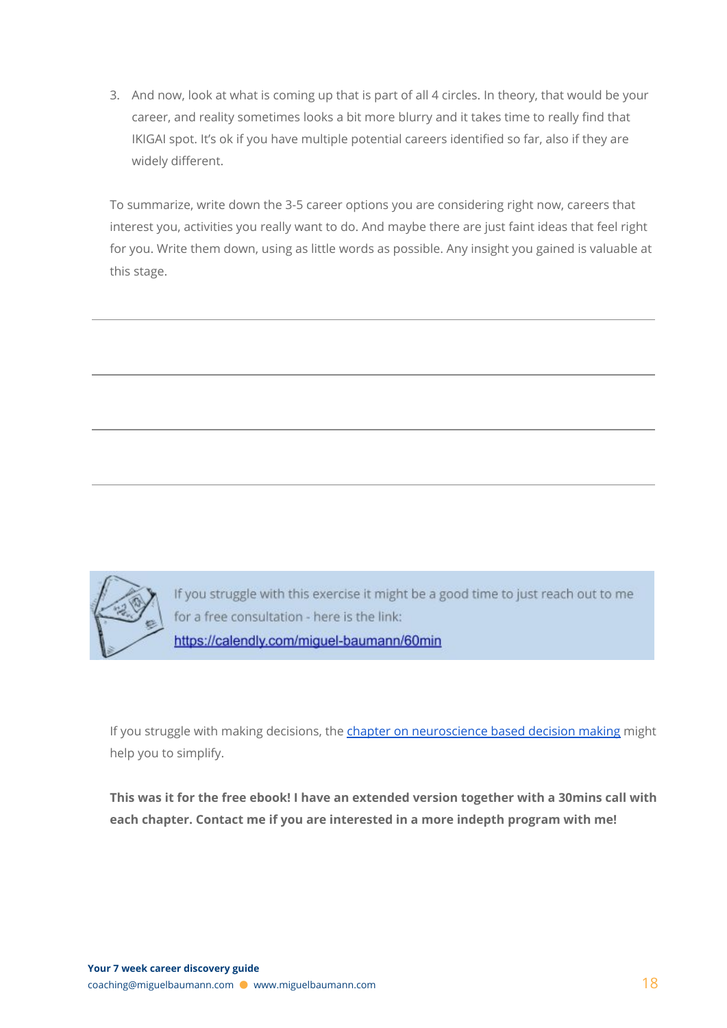3. And now, look at what is coming up that is part of all 4 circles. In theory, that would be your career, and reality sometimes looks a bit more blurry and it takes time to really find that IKIGAI spot. It's ok if you have multiple potential careers identified so far, also if they are widely different.

To summarize, write down the 3-5 career options you are considering right now, careers that interest you, activities you really want to do. And maybe there are just faint ideas that feel right for you. Write them down, using as little words as possible. Any insight you gained is valuable at this stage.

---

---

---

---

If you struggle with this exercise it might be a good time to just reach out to me for a free consultation - here is the link: [https://calendly.com/miguel-baumann/60min](https://calendly.com/miguel-baumann/60min)

If you struggle with making decisions, the chapter on neuroscience based decision making might help you to simplify.

**This was it for the free ebook! I have an extended version together with a 30mins call with each chapter. Contact me if you are interested in a more indepth program with me!**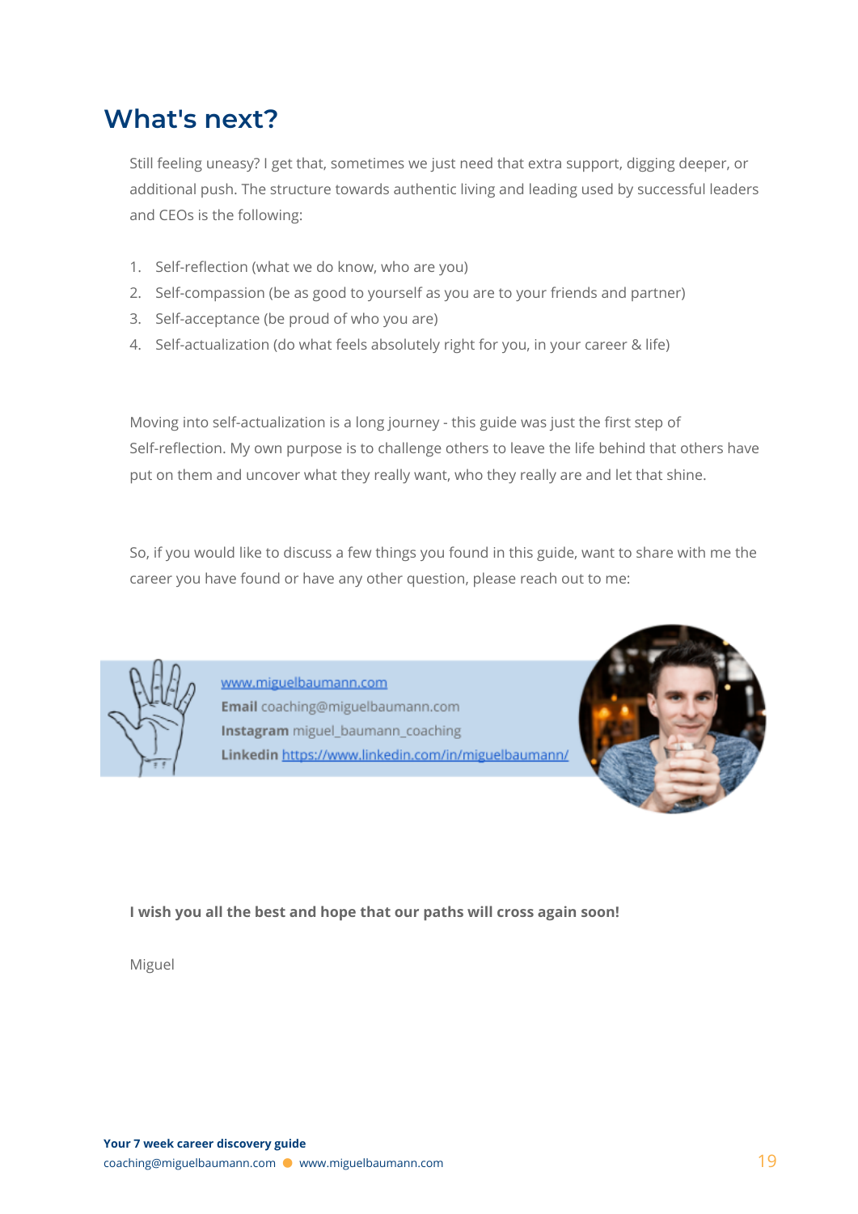## What's next?

Still feeling uneasy? I get that, sometimes we just need that extra support, digging deeper, or additional push. The structure towards authentic living and leading used by successful leaders and CEOs is the following:

1. Self-reflection (what we do know, who are you)
2. Self-compassion (be as good to yourself as you are to your friends and partner)
3. Self-acceptance (be proud of who you are)
4. Self-actualization (do what feels absolutely right for you, in your career & life)

Moving into self-actualization is a long journey - this guide was just the first step of Self-reflection. My own purpose is to challenge others to leave the life behind that others have put on them and uncover what they really want, who they really are and let that shine.

So, if you would like to discuss a few things you found in this guide, want to share with me the career you have found or have any other question, please reach out to me:

www.miguelbaumann.com
**Email** coaching@miguelbaumann.com
**Instagram** miguel_baumann_coaching
**Linkedin** https://www.linkedin.com/in/miguelbaumann/

**I wish you all the best and hope that our paths will cross again soon!**

Miguel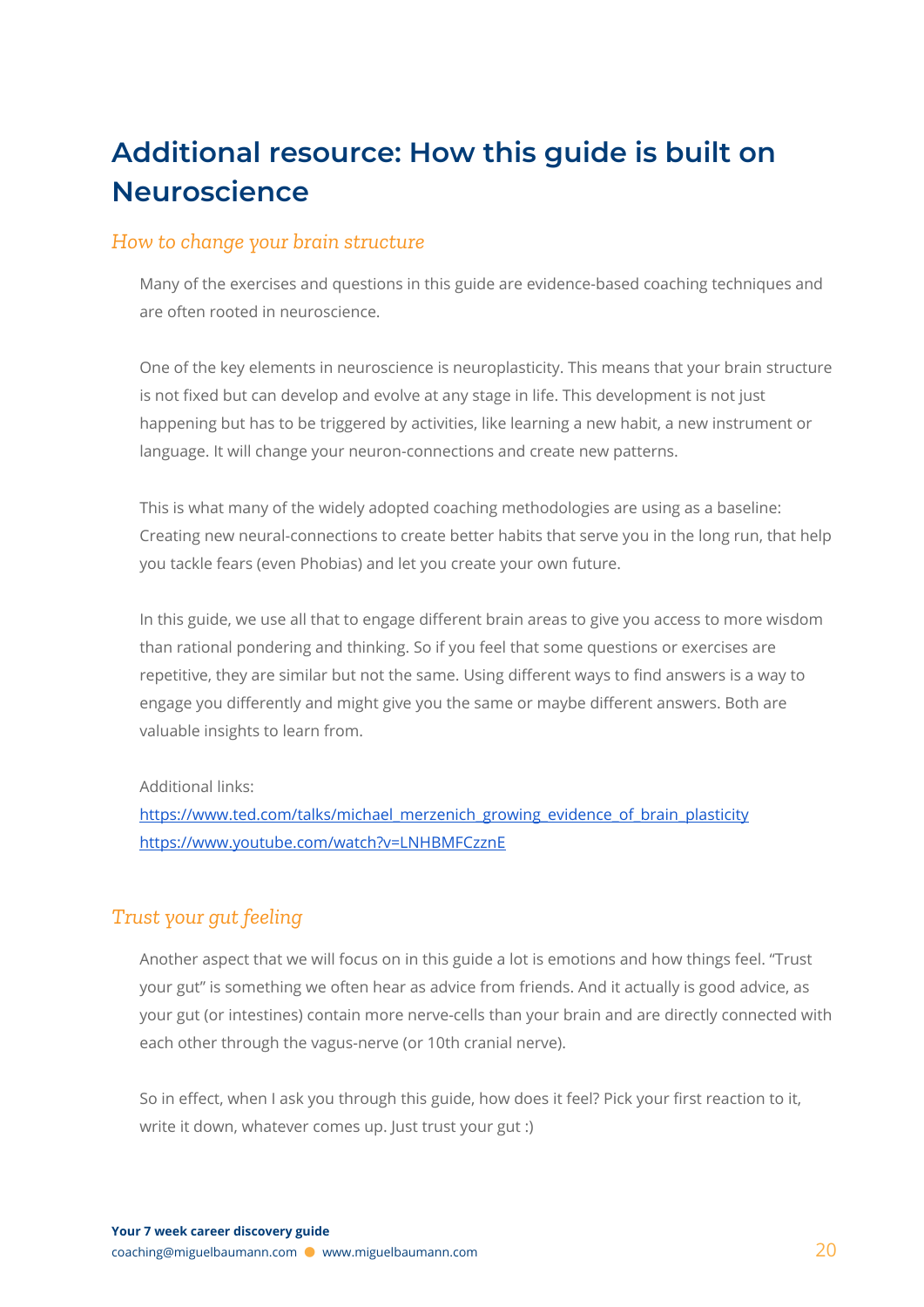# Additional resource: How this guide is built on Neuroscience

## *How to change your brain structure*

Many of the exercises and questions in this guide are evidence-based coaching techniques and are often rooted in neuroscience.

One of the key elements in neuroscience is neuroplasticity. This means that your brain structure is not fixed but can develop and evolve at any stage in life. This development is not just happening but has to be triggered by activities, like learning a new habit, a new instrument or language. It will change your neuron-connections and create new patterns.

This is what many of the widely adopted coaching methodologies are using as a baseline: Creating new neural-connections to create better habits that serve you in the long run, that help you tackle fears (even Phobias) and let you create your own future.

In this guide, we use all that to engage different brain areas to give you access to more wisdom than rational pondering and thinking. So if you feel that some questions or exercises are repetitive, they are similar but not the same. Using different ways to find answers is a way to engage you differently and might give you the same or maybe different answers. Both are valuable insights to learn from.

Additional links:
https://www.ted.com/talks/michael_merzenich_growing_evidence_of_brain_plasticity
https://www.youtube.com/watch?v=LNHBMFCzznE

## *Trust your gut feeling*

Another aspect that we will focus on in this guide a lot is emotions and how things feel. "Trust your gut" is something we often hear as advice from friends. And it actually is good advice, as your gut (or intestines) contain more nerve-cells than your brain and are directly connected with each other through the vagus-nerve (or 10th cranial nerve).

So in effect, when I ask you through this guide, how does it feel? Pick your first reaction to it, write it down, whatever comes up. Just trust your gut :)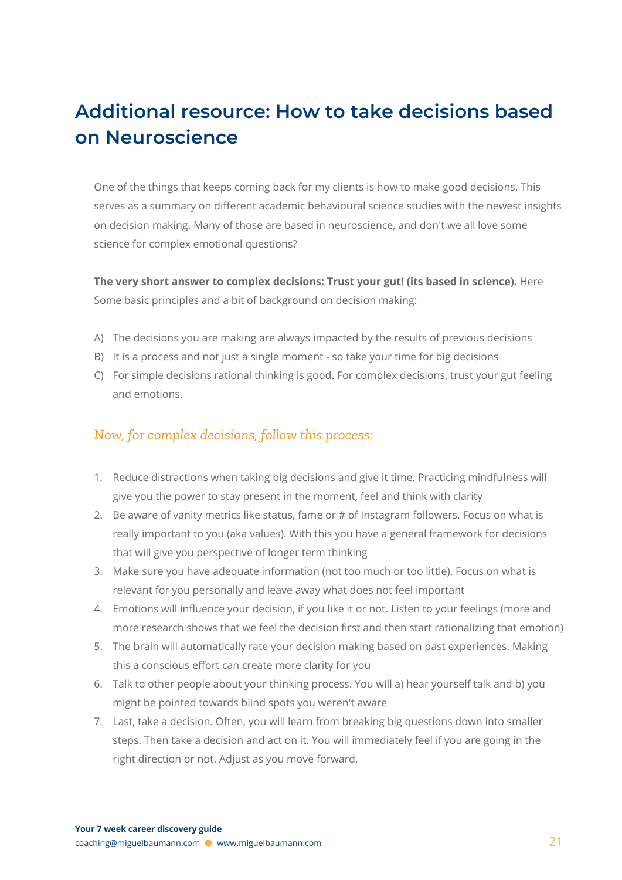## Additional resource: How to take decisions based on Neuroscience

One of the things that keeps coming back for my clients is how to make good decisions. This serves as a summary on different academic behavioural science studies with the newest insights on decision making. Many of those are based in neuroscience, and don't we all love some science for complex emotional questions?

**The very short answer to complex decisions: Trust your gut! (its based in science).** Here Some basic principles and a bit of background on decision making:

A) The decisions you are making are always impacted by the results of previous decisions
B) It is a process and not just a single moment - so take your time for big decisions
C) For simple decisions rational thinking is good. For complex decisions, trust your gut feeling and emotions.

### *Now, for complex decisions, follow this process:*

1. Reduce distractions when taking big decisions and give it time. Practicing mindfulness will give you the power to stay present in the moment, feel and think with clarity
2. Be aware of vanity metrics like status, fame or # of Instagram followers. Focus on what is really important to you (aka values). With this you have a general framework for decisions that will give you perspective of longer term thinking
3. Make sure you have adequate information (not too much or too little). Focus on what is relevant for you personally and leave away what does not feel important
4. Emotions will influence your decision, if you like it or not. Listen to your feelings (more and more research shows that we feel the decision first and then start rationalizing that emotion)
5. The brain will automatically rate your decision making based on past experiences. Making this a conscious effort can create more clarity for you
6. Talk to other people about your thinking process. You will a) hear yourself talk and b) you might be pointed towards blind spots you weren't aware
7. Last, take a decision. Often, you will learn from breaking big questions down into smaller steps. Then take a decision and act on it. You will immediately feel if you are going in the right direction or not. Adjust as you move forward.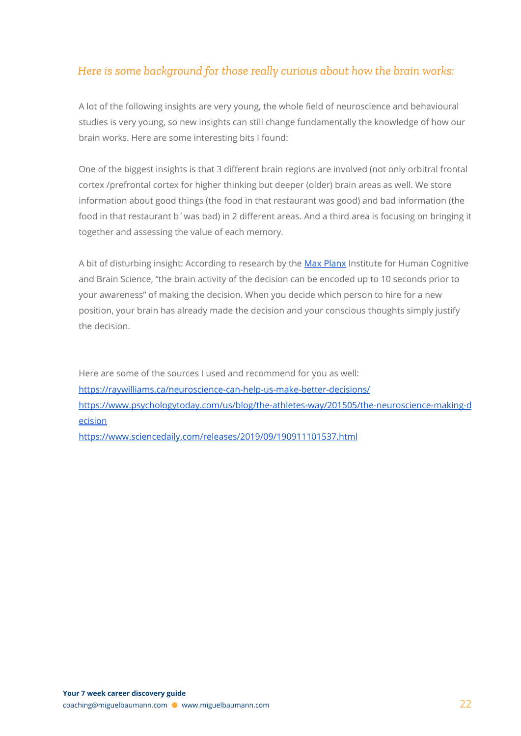*Here is some background for those really curious about how the brain works:*

A lot of the following insights are very young, the whole field of neuroscience and behavioural studies is very young, so new insights can still change fundamentally the knowledge of how our brain works. Here are some interesting bits I found:

One of the biggest insights is that 3 different brain regions are involved (not only orbitral frontal cortex /prefrontal cortex for higher thinking but deeper (older) brain areas as well. We store information about good things (the food in that restaurant was good) and bad information (the food in that restaurant b´was bad) in 2 different areas. And a third area is focusing on bringing it together and assessing the value of each memory.

A bit of disturbing insight: According to research by the [Max Planx] Institute for Human Cognitive and Brain Science, "the brain activity of the decision can be encoded up to 10 seconds prior to your awareness" of making the decision. When you decide which person to hire for a new position, your brain has already made the decision and your conscious thoughts simply justify the decision.

Here are some of the sources I used and recommend for you as well:
https://raywilliams.ca/neuroscience-can-help-us-make-better-decisions/
https://www.psychologytoday.com/us/blog/the-athletes-way/201505/the-neuroscience-making-decision
https://www.sciencedaily.com/releases/2019/09/190911101537.html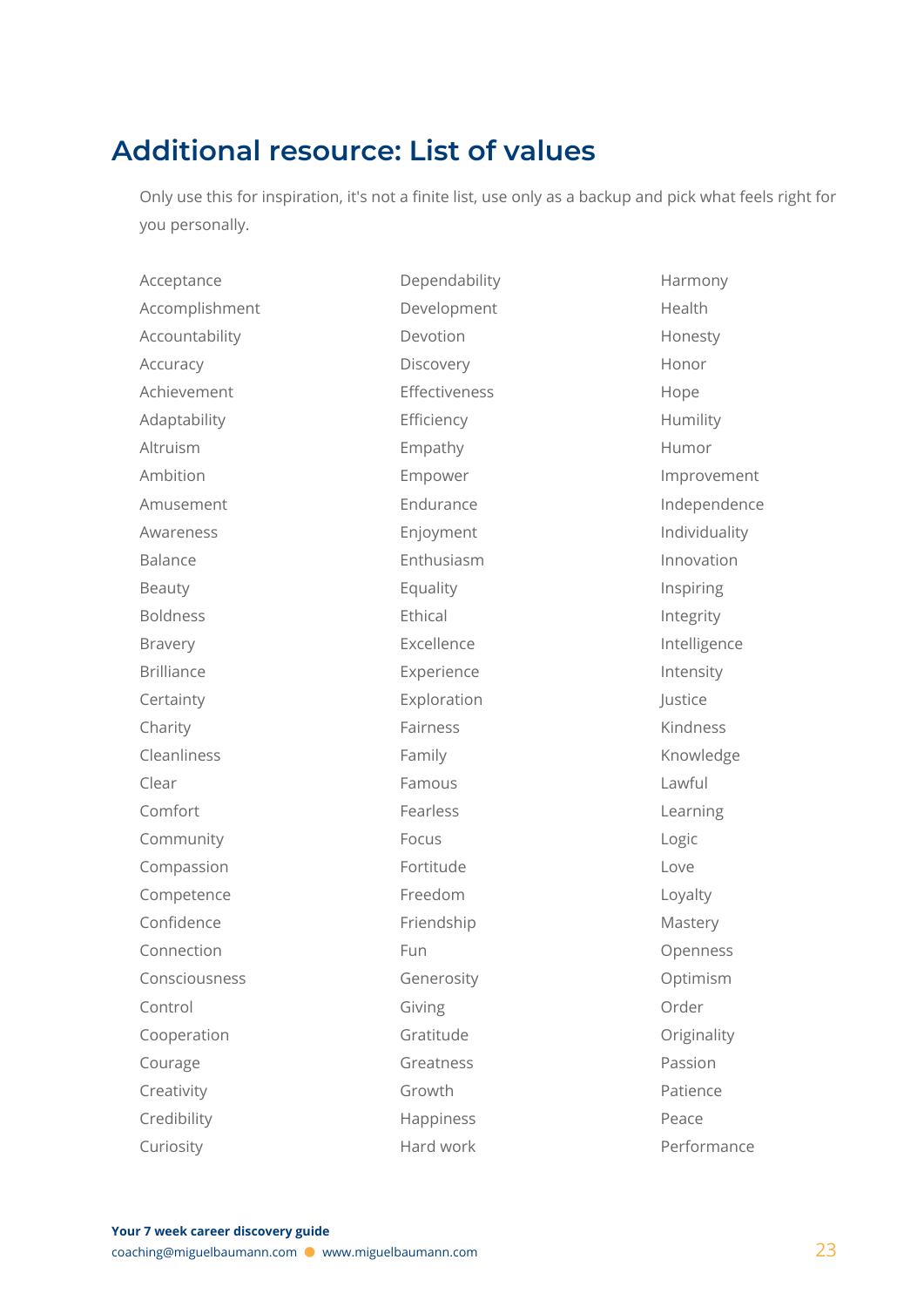## Additional resource: List of values

Only use this for inspiration, it's not a finite list, use only as a backup and pick what feels right for you personally.

Acceptance
Accomplishment
Accountability
Accuracy
Achievement
Adaptability
Altruism
Ambition
Amusement
Awareness
Balance
Beauty
Boldness
Bravery
Brilliance
Certainty
Charity
Cleanliness
Clear
Comfort
Community
Compassion
Competence
Confidence
Connection
Consciousness
Control
Cooperation
Courage
Creativity
Credibility
Curiosity

Dependability
Development
Devotion
Discovery
Effectiveness
Efficiency
Empathy
Empower
Endurance
Enjoyment
Enthusiasm
Equality
Ethical
Excellence
Experience
Exploration
Fairness
Family
Famous
Fearless
Focus
Fortitude
Freedom
Friendship
Fun
Generosity
Giving
Gratitude
Greatness
Growth
Happiness
Hard work

Harmony
Health
Honesty
Honor
Hope
Humility
Humor
Improvement
Independence
Individuality
Innovation
Inspiring
Integrity
Intelligence
Intensity
Justice
Kindness
Knowledge
Lawful
Learning
Logic
Love
Loyalty
Mastery
Openness
Optimism
Order
Originality
Passion
Patience
Peace
Performance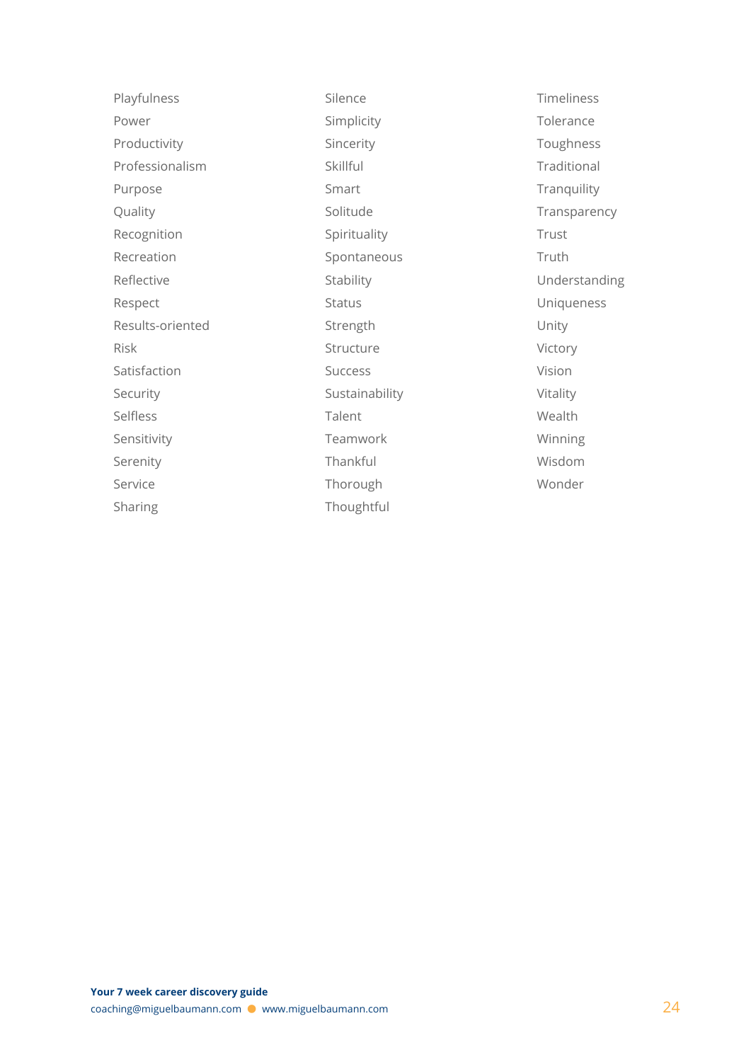- Playfulness
- Power
- Productivity
- Professionalism
- Purpose
- Quality
- Recognition
- Recreation
- Reflective
- Respect
- Results-oriented
- Risk
- Satisfaction
- Security
- Selfless
- Sensitivity
- Serenity
- Service
- Sharing
- Silence
- Simplicity
- Sincerity
- Skillful
- Smart
- Solitude
- Spirituality
- Spontaneous
- Stability
- Status
- Strength
- Structure
- Success
- Sustainability
- Talent
- Teamwork
- Thankful
- Thorough
- Thoughtful
- Timeliness
- Tolerance
- Toughness
- Traditional
- Tranquility
- Transparency
- Trust
- Truth
- Understanding
- Uniqueness
- Unity
- Victory
- Vision
- Vitality
- Wealth
- Winning
- Wisdom
- Wonder